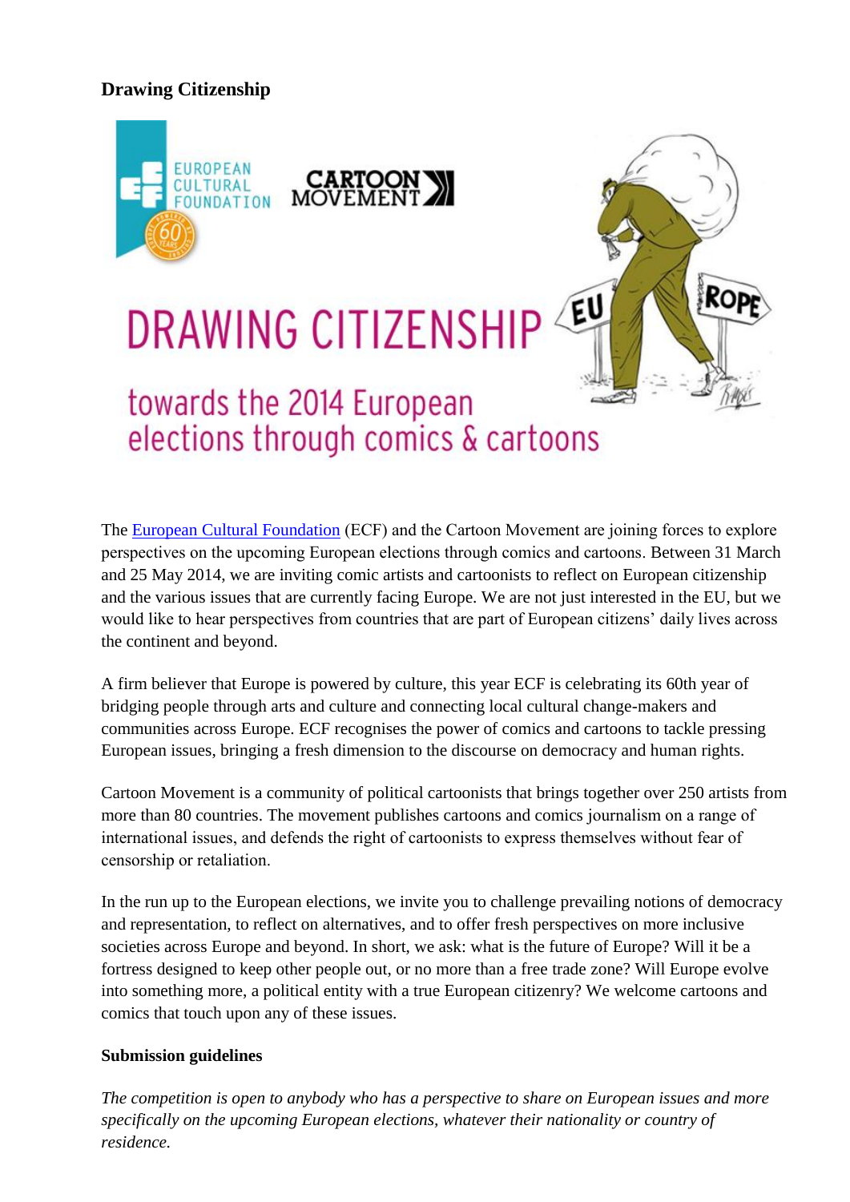**Drawing Citizenship**

DRAWING CITIZENSHIP

towards the 2014 European elections through comics & cartoons

The [European Cultural Foundation](#) (ECF) and the Cartoon Movement are joining forces to explore perspectives on the upcoming European elections through comics and cartoons. Between 31 March and 25 May 2014, we are inviting comic artists and cartoonists to reflect on European citizenship and the various issues that are currently facing Europe. We are not just interested in the EU, but we would like to hear perspectives from countries that are part of European citizens' daily lives across the continent and beyond.

A firm believer that Europe is powered by culture, this year ECF is celebrating its 60th year of bridging people through arts and culture and connecting local cultural change-makers and communities across Europe. ECF recognises the power of comics and cartoons to tackle pressing European issues, bringing a fresh dimension to the discourse on democracy and human rights.

Cartoon Movement is a community of political cartoonists that brings together over 250 artists from more than 80 countries. The movement publishes cartoons and comics journalism on a range of international issues, and defends the right of cartoonists to express themselves without fear of censorship or retaliation.

In the run up to the European elections, we invite you to challenge prevailing notions of democracy and representation, to reflect on alternatives, and to offer fresh perspectives on more inclusive societies across Europe and beyond. In short, we ask: what is the future of Europe? Will it be a fortress designed to keep other people out, or no more than a free trade zone? Will Europe evolve into something more, a political entity with a true European citizenry? We welcome cartoons and comics that touch upon any of these issues.

**Submission guidelines**

*The competition is open to anybody who has a perspective to share on European issues and more specifically on the upcoming European elections, whatever their nationality or country of residence.*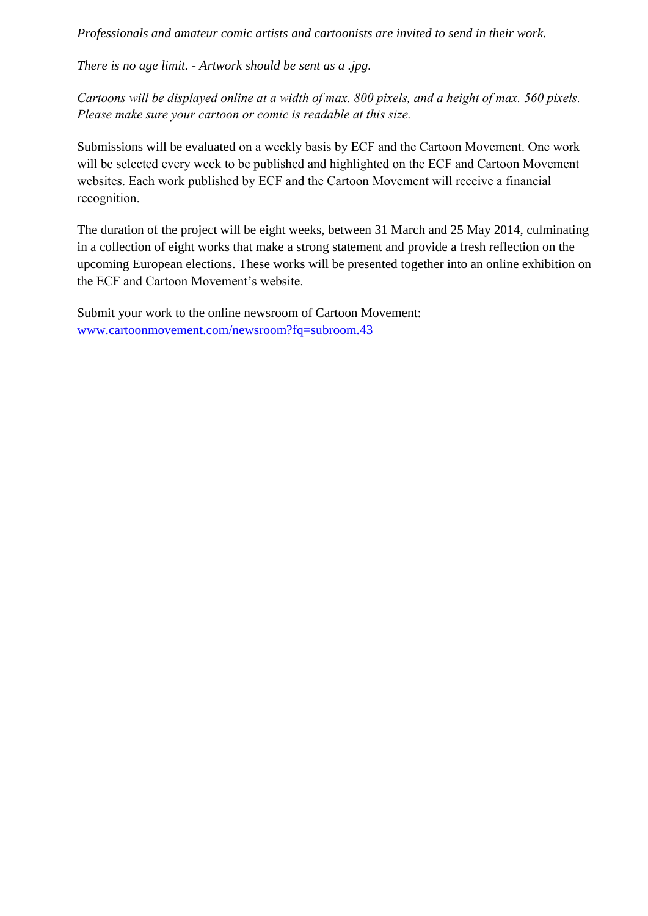*Professionals and amateur comic artists and cartoonists are invited to send in their work.*

*There is no age limit. - Artwork should be sent as a .jpg.*

*Cartoons will be displayed online at a width of max. 800 pixels, and a height of max. 560 pixels. Please make sure your cartoon or comic is readable at this size.*

Submissions will be evaluated on a weekly basis by ECF and the Cartoon Movement. One work will be selected every week to be published and highlighted on the ECF and Cartoon Movement websites. Each work published by ECF and the Cartoon Movement will receive a financial recognition.

The duration of the project will be eight weeks, between 31 March and 25 May 2014, culminating in a collection of eight works that make a strong statement and provide a fresh reflection on the upcoming European elections. These works will be presented together into an online exhibition on the ECF and Cartoon Movement's website.

Submit your work to the online newsroom of Cartoon Movement:
[www.cartoonmovement.com/newsroom?fq=subroom.43](http://www.cartoonmovement.com/newsroom?fq=subroom.43)